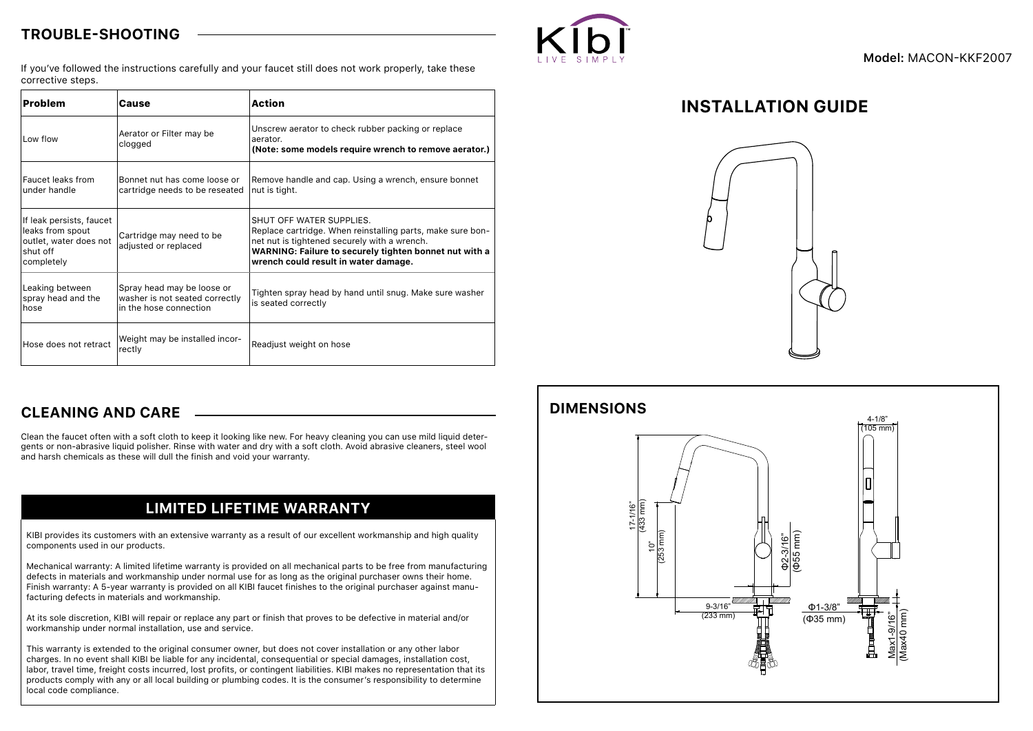## TROUBLE-SHOOTING

If you've followed the instructions carefully and your faucet still does not work properly, take these corrective steps.

| Problem | Cause | Action |
| --- | --- | --- |
| Low flow | Aerator or Filter may be clogged | Unscrew aerator to check rubber packing or replace aerator. **(Note: some models require wrench to remove aerator.)** |
| Faucet leaks from under handle | Bonnet nut has come loose or cartridge needs to be reseated | Remove handle and cap. Using a wrench, ensure bonnet nut is tight. |
| If leak persists, faucet leaks from spout outlet, water does not shut off completely | Cartridge may need to be adjusted or replaced | SHUT OFF WATER SUPPLIES. Replace cartridge. When reinstalling parts, make sure bonnet nut is tightened securely with a wrench. **WARNING: Failure to securely tighten bonnet nut with a wrench could result in water damage.** |
| Leaking between spray head and the hose | Spray head may be loose or washer is not seated correctly in the hose connection | Tighten spray head by hand until snug. Make sure washer is seated correctly |
| Hose does not retract | Weight may be installed incorrectly | Readjust weight on hose |

## CLEANING AND CARE

Clean the faucet often with a soft cloth to keep it looking like new. For heavy cleaning you can use mild liquid detergents or non-abrasive liquid polisher. Rinse with water and dry with a soft cloth. Avoid abrasive cleaners, steel wool and harsh chemicals as these will dull the finish and void your warranty.

## LIMITED LIFETIME WARRANTY

KIBI provides its customers with an extensive warranty as a result of our excellent workmanship and high quality components used in our products.

Mechanical warranty: A limited lifetime warranty is provided on all mechanical parts to be free from manufacturing defects in materials and workmanship under normal use for as long as the original purchaser owns their home. Finish warranty: A 5-year warranty is provided on all KIBI faucet finishes to the original purchaser against manufacturing defects in materials and workmanship.

At its sole discretion, KIBI will repair or replace any part or finish that proves to be defective in material and/or workmanship under normal installation, use and service.

This warranty is extended to the original consumer owner, but does not cover installation or any other labor charges. In no event shall KIBI be liable for any incidental, consequential or special damages, installation cost, labor, travel time, freight costs incurred, lost profits, or contingent liabilities. KIBI makes no representation that its products comply with any or all local building or plumbing codes. It is the consumer's responsibility to determine local code compliance.

Kibi LIVE SIMPLY

**Model:** MACON-KKF2007

# INSTALLATION GUIDE

## DIMENSIONS

17-1/16" (433 mm)

10" (253 mm)

Φ2-3/16" (Φ55 mm)

9-3/16" (233 mm)

Φ1-3/8" (Φ35 mm)

4-1/8" (105 mm)

Max1-9/16" (Max40 mm)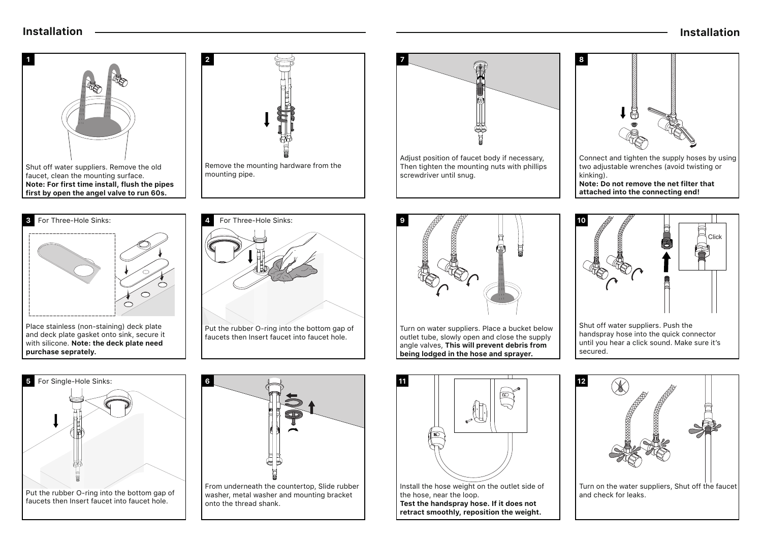## Installation

**1**

Shut off water suppliers. Remove the old faucet, clean the mounting surface.
**Note: For first time install, flush the pipes first by open the angel valve to run 60s.**

**2**

Remove the mounting hardware from the mounting pipe.

**3** For Three-Hole Sinks:

Place stainless (non-staining) deck plate and deck plate gasket onto sink, secure it with silicone. **Note: the deck plate need purchase seprately.**

**4** For Three-Hole Sinks:

Put the rubber O-ring into the bottom gap of faucets then Insert faucet into faucet hole.

**5** For Single-Hole Sinks:

Put the rubber O-ring into the bottom gap of faucets then Insert faucet into faucet hole.

**6**

From underneath the countertop, Slide rubber washer, metal washer and mounting bracket onto the thread shank.

## Installation

**7**

Adjust position of faucet body if necessary, Then tighten the mounting nuts with phillips screwdriver until snug.

**8**

Connect and tighten the supply hoses by using two adjustable wrenches (avoid twisting or kinking).
**Note: Do not remove the net filter that attached into the connecting end!**

**9**

Turn on water suppliers. Place a bucket below outlet tube, slowly open and close the supply angle valves, **This will prevent debris from being lodged in the hose and sprayer.**

**10**

Click

Shut off water suppliers. Push the handspray hose into the quick connector until you hear a click sound. Make sure it's secured.

**11**

Install the hose weight on the outlet side of the hose, near the loop.
**Test the handspray hose. If it does not retract smoothly, reposition the weight.**

**12**

Turn on the water suppliers, Shut off the faucet and check for leaks.